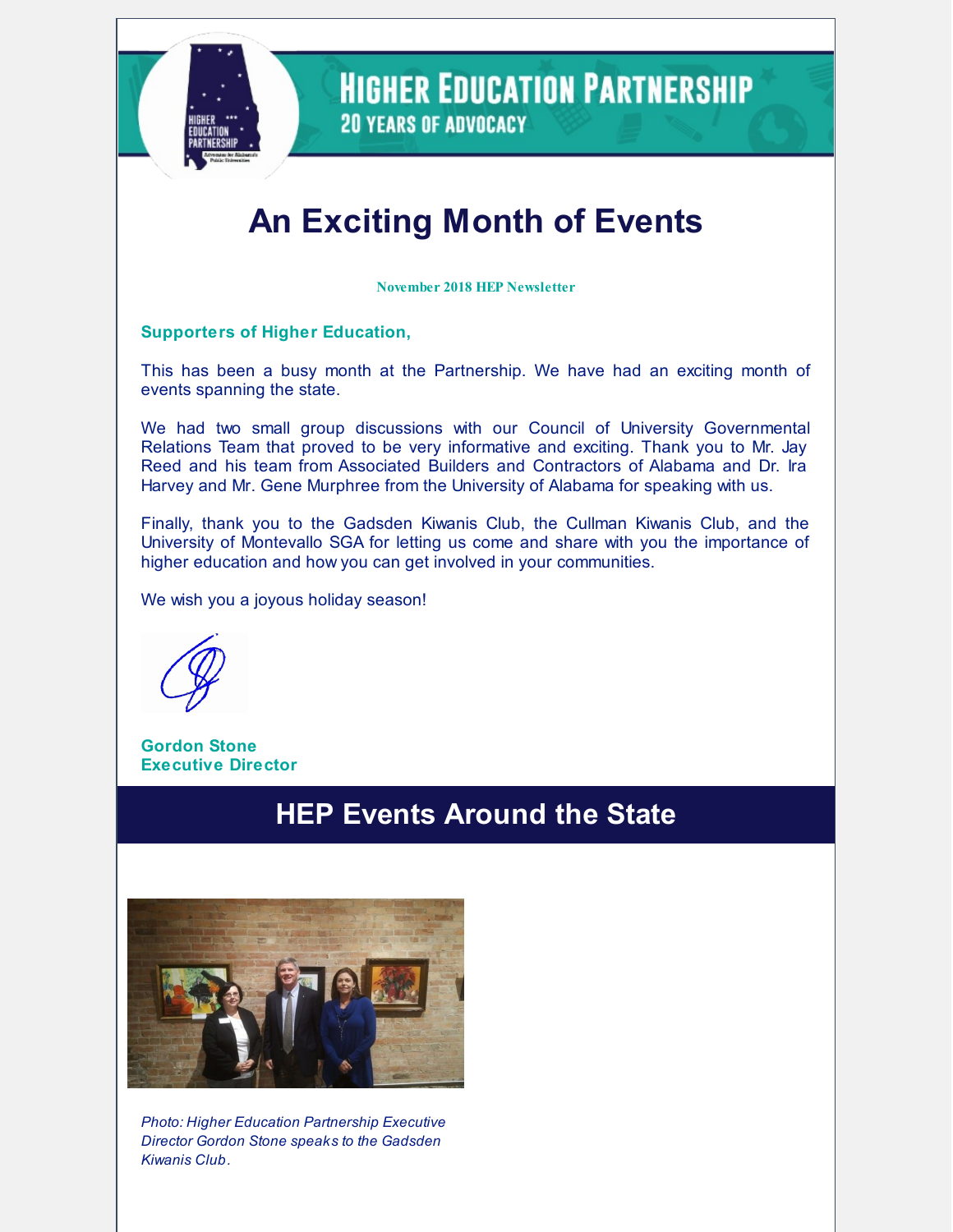# An Exciting Month of Events

**November 2018 HEP Newsletter**

**Supporters of Higher Education,**

This has been a busy month at the Partnership. We have had an exciting month of events spanning the state.

We had two small group discussions with our Council of University Governmental Relations Team that proved to be very informative and exciting. Thank you to Mr. Jay Reed and his team from Associated Builders and Contractors of Alabama and Dr. Ira Harvey and Mr. Gene Murphree from the University of Alabama for speaking with us.

Finally, thank you to the Gadsden Kiwanis Club, the Cullman Kiwanis Club, and the University of Montevallo SGA for letting us come and share with you the importance of higher education and how you can get involved in your communities.

We wish you a joyous holiday season!

**Gordon Stone**
**Executive Director**

## HEP Events Around the State

*Photo: Higher Education Partnership Executive Director Gordon Stone speaks to the Gadsden Kiwanis Club.*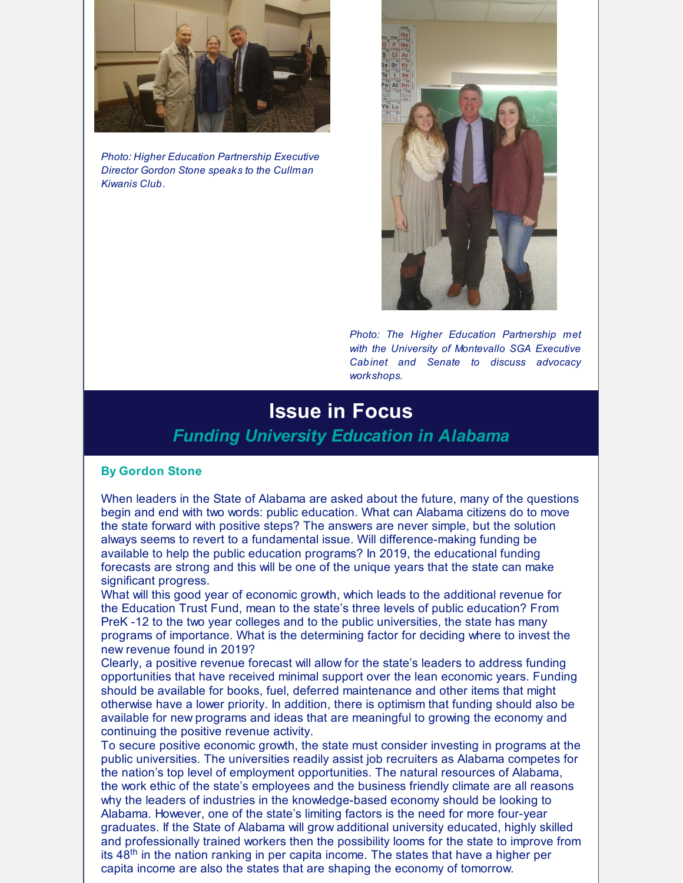*Photo: Higher Education Partnership Executive Director Gordon Stone speaks to the Cullman Kiwanis Club.*

*Photo: The Higher Education Partnership met with the University of Montevallo SGA Executive Cabinet and Senate to discuss advocacy workshops.*

## Issue in Focus

### *Funding University Education in Alabama*

**By Gordon Stone**

When leaders in the State of Alabama are asked about the future, many of the questions begin and end with two words: public education. What can Alabama citizens do to move the state forward with positive steps? The answers are never simple, but the solution always seems to revert to a fundamental issue. Will difference-making funding be available to help the public education programs? In 2019, the educational funding forecasts are strong and this will be one of the unique years that the state can make significant progress.

What will this good year of economic growth, which leads to the additional revenue for the Education Trust Fund, mean to the state's three levels of public education? From PreK -12 to the two year colleges and to the public universities, the state has many programs of importance. What is the determining factor for deciding where to invest the new revenue found in 2019?

Clearly, a positive revenue forecast will allow for the state's leaders to address funding opportunities that have received minimal support over the lean economic years. Funding should be available for books, fuel, deferred maintenance and other items that might otherwise have a lower priority. In addition, there is optimism that funding should also be available for new programs and ideas that are meaningful to growing the economy and continuing the positive revenue activity.

To secure positive economic growth, the state must consider investing in programs at the public universities. The universities readily assist job recruiters as Alabama competes for the nation's top level of employment opportunities. The natural resources of Alabama, the work ethic of the state's employees and the business friendly climate are all reasons why the leaders of industries in the knowledge-based economy should be looking to Alabama. However, one of the state's limiting factors is the need for more four-year graduates. If the State of Alabama will grow additional university educated, highly skilled and professionally trained workers then the possibility looms for the state to improve from its 48th in the nation ranking in per capita income. The states that have a higher per capita income are also the states that are shaping the economy of tomorrow.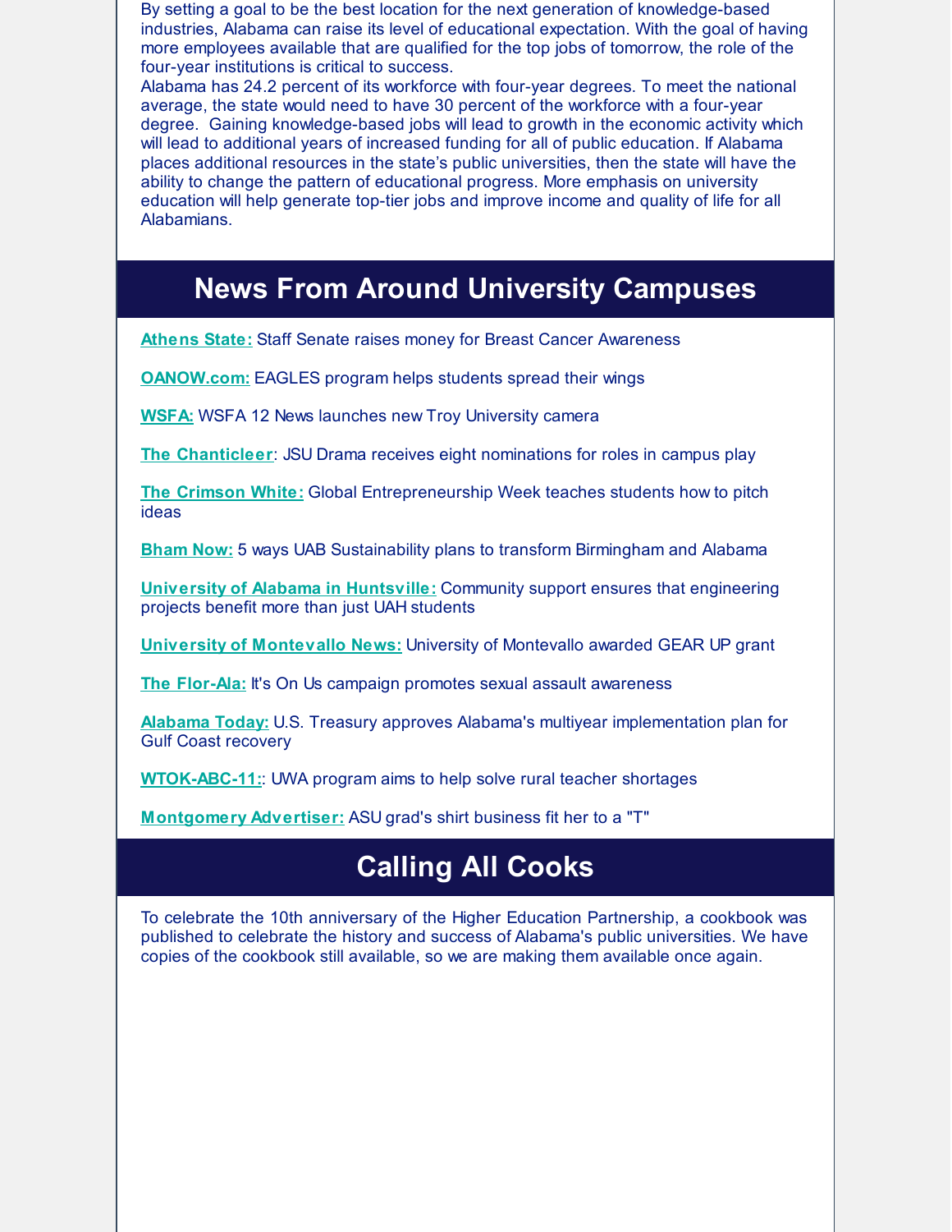By setting a goal to be the best location for the next generation of knowledge-based industries, Alabama can raise its level of educational expectation. With the goal of having more employees available that are qualified for the top jobs of tomorrow, the role of the four-year institutions is critical to success.

Alabama has 24.2 percent of its workforce with four-year degrees. To meet the national average, the state would need to have 30 percent of the workforce with a four-year degree. Gaining knowledge-based jobs will lead to growth in the economic activity which will lead to additional years of increased funding for all of public education. If Alabama places additional resources in the state's public universities, then the state will have the ability to change the pattern of educational progress. More emphasis on university education will help generate top-tier jobs and improve income and quality of life for all Alabamians.

## News From Around University Campuses

**Athens State:** Staff Senate raises money for Breast Cancer Awareness

**OANOW.com:** EAGLES program helps students spread their wings

**WSFA:** WSFA 12 News launches new Troy University camera

**The Chanticleer**: JSU Drama receives eight nominations for roles in campus play

**The Crimson White:** Global Entrepreneurship Week teaches students how to pitch ideas

**Bham Now:** 5 ways UAB Sustainability plans to transform Birmingham and Alabama

**University of Alabama in Huntsville:** Community support ensures that engineering projects benefit more than just UAH students

**University of Montevallo News:** University of Montevallo awarded GEAR UP grant

**The Flor-Ala:** It's On Us campaign promotes sexual assault awareness

**Alabama Today:** U.S. Treasury approves Alabama's multiyear implementation plan for Gulf Coast recovery

**WTOK-ABC-11:**: UWA program aims to help solve rural teacher shortages

**Montgomery Advertiser:** ASU grad's shirt business fit her to a "T"

## Calling All Cooks

To celebrate the 10th anniversary of the Higher Education Partnership, a cookbook was published to celebrate the history and success of Alabama's public universities. We have copies of the cookbook still available, so we are making them available once again.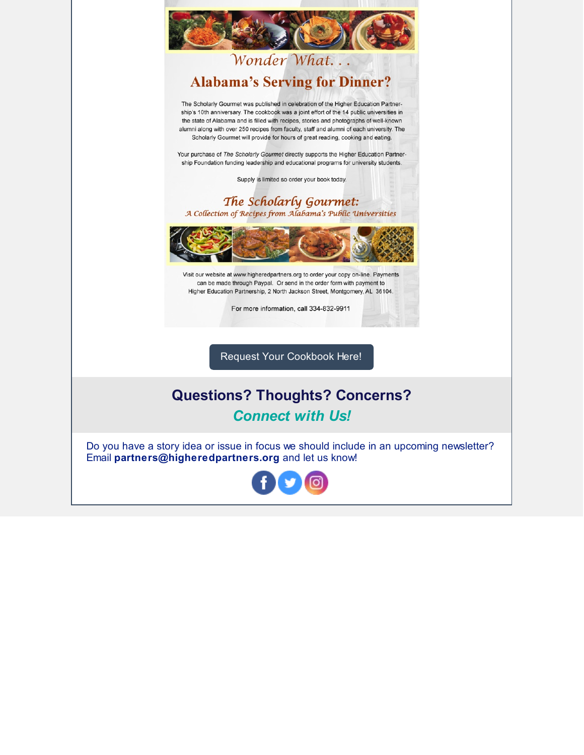*Wonder What. . .*

## Alabama's Serving for Dinner?

The Scholarly Gourmet was published in celebration of the Higher Education Partnership's 10th anniversary. The cookbook was a joint effort of the 14 public universities in the state of Alabama and is filled with recipes, stories and photographs of well-known alumni along with over 250 recipes from faculty, staff and alumni of each university. The Scholarly Gourmet will provide for hours of great reading, cooking and eating.

Your purchase of *The Scholarly Gourmet* directly supports the Higher Education Partnership Foundation funding leadership and educational programs for university students.

Supply is limited so order your book today.

### *The Scholarly Gourmet:*
*A Collection of Recipes from Alabama's Public Universities*

Visit our website at www.higheredpartners.org to order your copy on-line. Payments can be made through Paypal. Or send in the order form with payment to Higher Education Partnership, 2 North Jackson Street, Montgomery, AL 36104.

For more information, call 334-832-9911

Request Your Cookbook Here!

## Questions? Thoughts? Concerns?
## *Connect with Us!*

Do you have a story idea or issue in focus we should include in an upcoming newsletter? Email **partners@higheredpartners.org** and let us know!